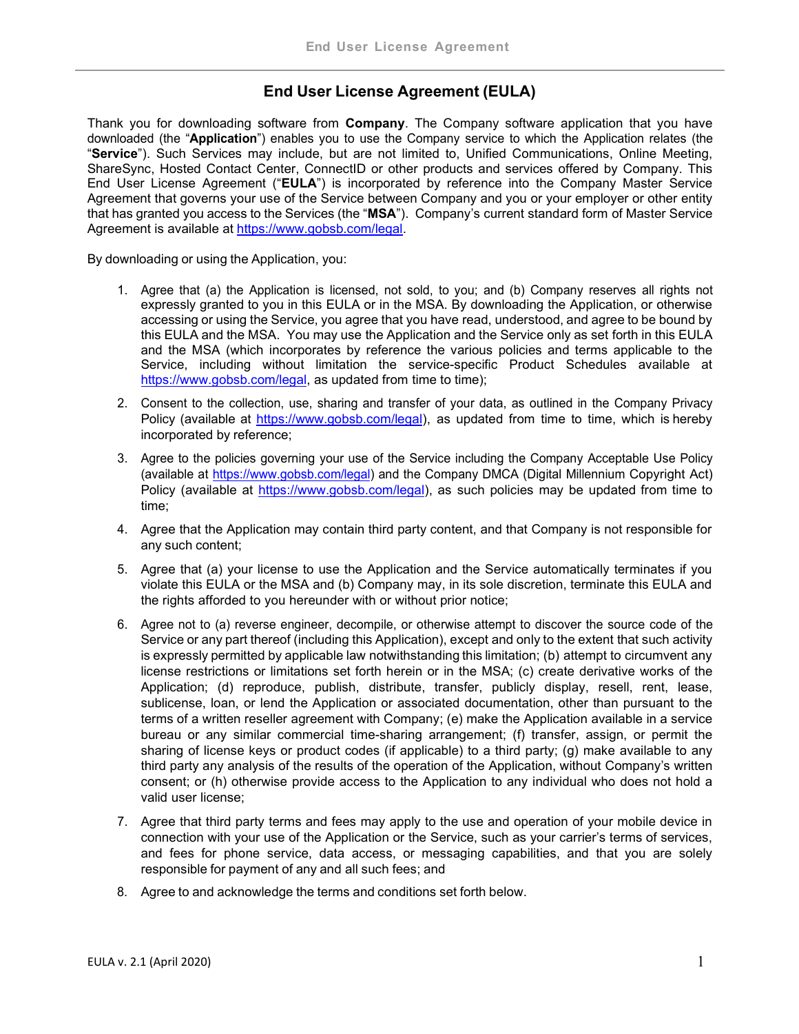# End User License Agreement (EULA)

Thank you for downloading software from **Company**. The Company software application that you have downloaded (the "**Application**") enables you to use the Company service to which the Application relates (the "**Service**"). Such Services may include, but are not limited to, Unified Communications, Online Meeting, ShareSync, Hosted Contact Center, ConnectID or other products and services offered by Company. This End User License Agreement ("**EULA**") is incorporated by reference into the Company Master Service Agreement that governs your use of the Service between Company and you or your employer or other entity that has granted you access to the Services (the "**MSA**"). Company's current standard form of Master Service Agreement is available at https://www.gobsb.com/legal.

By downloading or using the Application, you:

1. Agree that (a) the Application is licensed, not sold, to you; and (b) Company reserves all rights not expressly granted to you in this EULA or in the MSA. By downloading the Application, or otherwise accessing or using the Service, you agree that you have read, understood, and agree to be bound by this EULA and the MSA. You may use the Application and the Service only as set forth in this EULA and the MSA (which incorporates by reference the various policies and terms applicable to the Service, including without limitation the service-specific Product Schedules available at https://www.gobsb.com/legal, as updated from time to time);
2. Consent to the collection, use, sharing and transfer of your data, as outlined in the Company Privacy Policy (available at https://www.gobsb.com/legal), as updated from time to time, which is hereby incorporated by reference;
3. Agree to the policies governing your use of the Service including the Company Acceptable Use Policy (available at https://www.gobsb.com/legal) and the Company DMCA (Digital Millennium Copyright Act) Policy (available at https://www.gobsb.com/legal), as such policies may be updated from time to time;
4. Agree that the Application may contain third party content, and that Company is not responsible for any such content;
5. Agree that (a) your license to use the Application and the Service automatically terminates if you violate this EULA or the MSA and (b) Company may, in its sole discretion, terminate this EULA and the rights afforded to you hereunder with or without prior notice;
6. Agree not to (a) reverse engineer, decompile, or otherwise attempt to discover the source code of the Service or any part thereof (including this Application), except and only to the extent that such activity is expressly permitted by applicable law notwithstanding this limitation; (b) attempt to circumvent any license restrictions or limitations set forth herein or in the MSA; (c) create derivative works of the Application; (d) reproduce, publish, distribute, transfer, publicly display, resell, rent, lease, sublicense, loan, or lend the Application or associated documentation, other than pursuant to the terms of a written reseller agreement with Company; (e) make the Application available in a service bureau or any similar commercial time-sharing arrangement; (f) transfer, assign, or permit the sharing of license keys or product codes (if applicable) to a third party; (g) make available to any third party any analysis of the results of the operation of the Application, without Company's written consent; or (h) otherwise provide access to the Application to any individual who does not hold a valid user license;
7. Agree that third party terms and fees may apply to the use and operation of your mobile device in connection with your use of the Application or the Service, such as your carrier's terms of services, and fees for phone service, data access, or messaging capabilities, and that you are solely responsible for payment of any and all such fees; and
8. Agree to and acknowledge the terms and conditions set forth below.

EULA v. 2.1 (April 2020)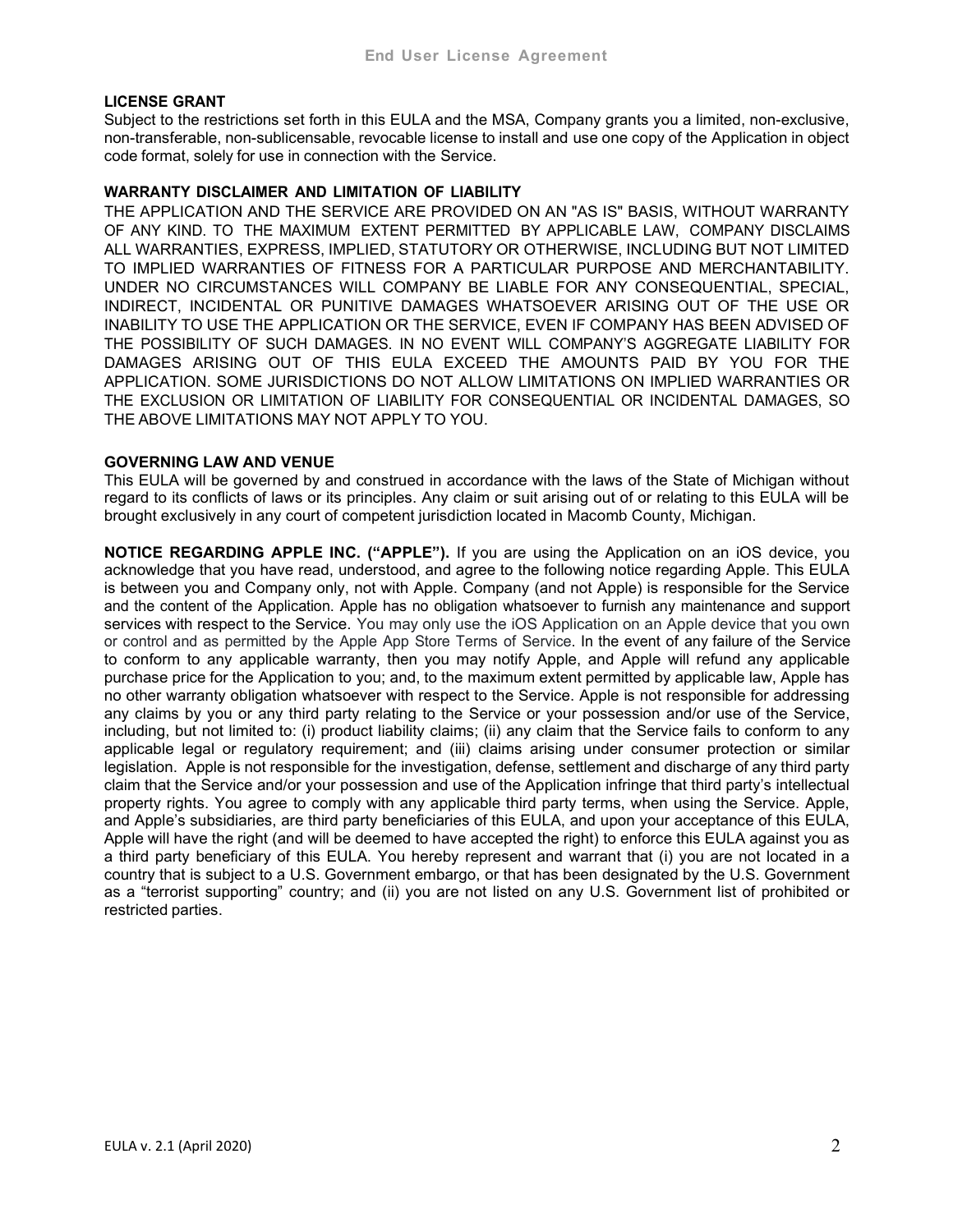### LICENSE GRANT

Subject to the restrictions set forth in this EULA and the MSA, Company grants you a limited, non-exclusive, non-transferable, non-sublicensable, revocable license to install and use one copy of the Application in object code format, solely for use in connection with the Service.

### WARRANTY DISCLAIMER AND LIMITATION OF LIABILITY

THE APPLICATION AND THE SERVICE ARE PROVIDED ON AN "AS IS" BASIS, WITHOUT WARRANTY OF ANY KIND. TO THE MAXIMUM EXTENT PERMITTED BY APPLICABLE LAW, COMPANY DISCLAIMS ALL WARRANTIES, EXPRESS, IMPLIED, STATUTORY OR OTHERWISE, INCLUDING BUT NOT LIMITED TO IMPLIED WARRANTIES OF FITNESS FOR A PARTICULAR PURPOSE AND MERCHANTABILITY. UNDER NO CIRCUMSTANCES WILL COMPANY BE LIABLE FOR ANY CONSEQUENTIAL, SPECIAL, INDIRECT, INCIDENTAL OR PUNITIVE DAMAGES WHATSOEVER ARISING OUT OF THE USE OR INABILITY TO USE THE APPLICATION OR THE SERVICE, EVEN IF COMPANY HAS BEEN ADVISED OF THE POSSIBILITY OF SUCH DAMAGES. IN NO EVENT WILL COMPANY'S AGGREGATE LIABILITY FOR DAMAGES ARISING OUT OF THIS EULA EXCEED THE AMOUNTS PAID BY YOU FOR THE APPLICATION. SOME JURISDICTIONS DO NOT ALLOW LIMITATIONS ON IMPLIED WARRANTIES OR THE EXCLUSION OR LIMITATION OF LIABILITY FOR CONSEQUENTIAL OR INCIDENTAL DAMAGES, SO THE ABOVE LIMITATIONS MAY NOT APPLY TO YOU.

### GOVERNING LAW AND VENUE

This EULA will be governed by and construed in accordance with the laws of the State of Michigan without regard to its conflicts of laws or its principles. Any claim or suit arising out of or relating to this EULA will be brought exclusively in any court of competent jurisdiction located in Macomb County, Michigan.

**NOTICE REGARDING APPLE INC. ("APPLE").** If you are using the Application on an iOS device, you acknowledge that you have read, understood, and agree to the following notice regarding Apple. This EULA is between you and Company only, not with Apple. Company (and not Apple) is responsible for the Service and the content of the Application. Apple has no obligation whatsoever to furnish any maintenance and support services with respect to the Service. You may only use the iOS Application on an Apple device that you own or control and as permitted by the Apple App Store Terms of Service. In the event of any failure of the Service to conform to any applicable warranty, then you may notify Apple, and Apple will refund any applicable purchase price for the Application to you; and, to the maximum extent permitted by applicable law, Apple has no other warranty obligation whatsoever with respect to the Service. Apple is not responsible for addressing any claims by you or any third party relating to the Service or your possession and/or use of the Service, including, but not limited to: (i) product liability claims; (ii) any claim that the Service fails to conform to any applicable legal or regulatory requirement; and (iii) claims arising under consumer protection or similar legislation. Apple is not responsible for the investigation, defense, settlement and discharge of any third party claim that the Service and/or your possession and use of the Application infringe that third party's intellectual property rights. You agree to comply with any applicable third party terms, when using the Service. Apple, and Apple's subsidiaries, are third party beneficiaries of this EULA, and upon your acceptance of this EULA, Apple will have the right (and will be deemed to have accepted the right) to enforce this EULA against you as a third party beneficiary of this EULA. You hereby represent and warrant that (i) you are not located in a country that is subject to a U.S. Government embargo, or that has been designated by the U.S. Government as a "terrorist supporting" country; and (ii) you are not listed on any U.S. Government list of prohibited or restricted parties.